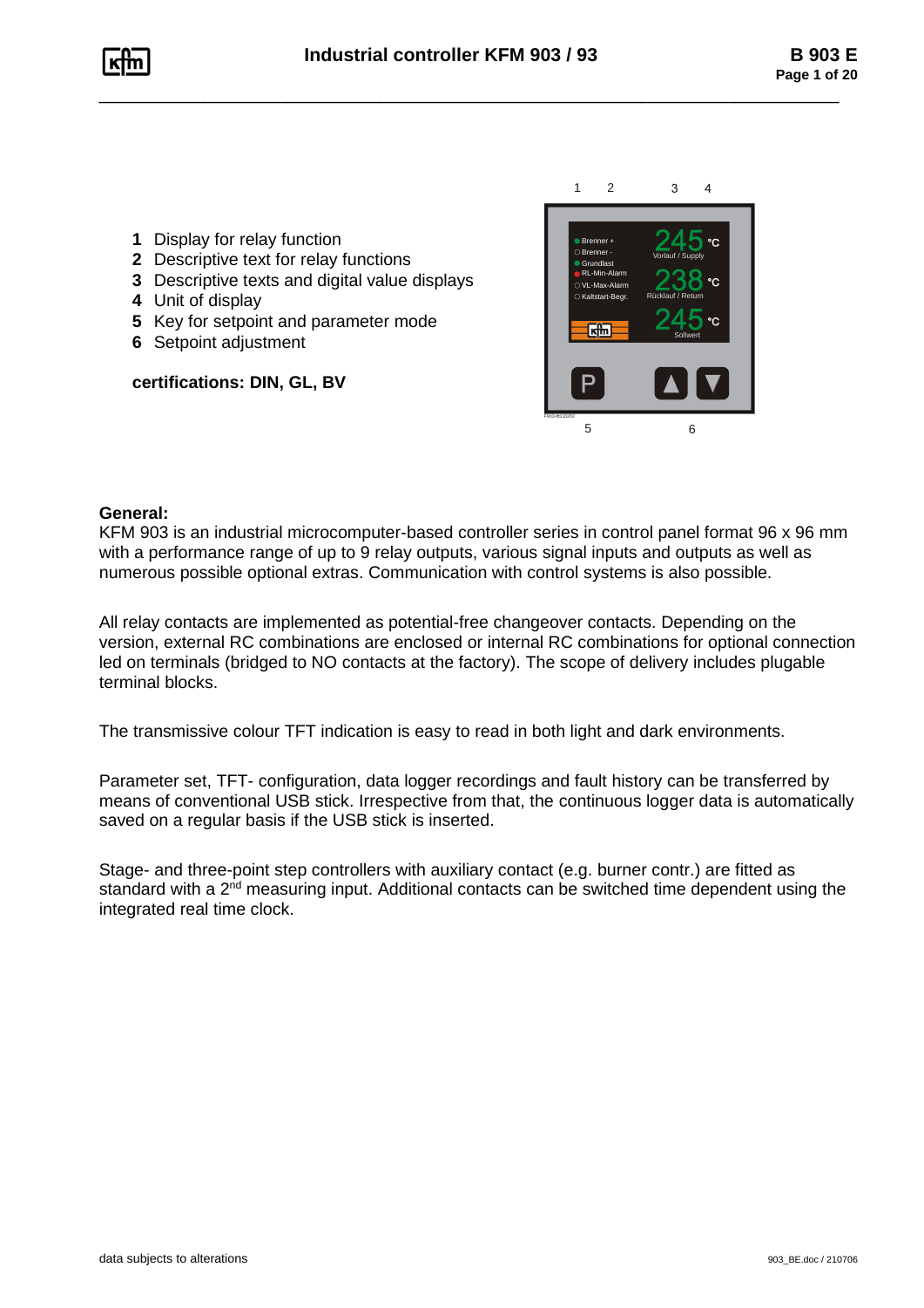# Industrial controller KFM 903 / 93

**B 903 E**

1 Display for relay function
2 Descriptive text for relay functions
3 Descriptive texts and digital value displays
4 Unit of display
5 Key for setpoint and parameter mode
6 Setpoint adjustment

**certifications: DIN, GL, BV**

**General:**
KFM 903 is an industrial microcomputer-based controller series in control panel format 96 x 96 mm with a performance range of up to 9 relay outputs, various signal inputs and outputs as well as numerous possible optional extras. Communication with control systems is also possible.

All relay contacts are implemented as potential-free changeover contacts. Depending on the version, external RC combinations are enclosed or internal RC combinations for optional connection led on terminals (bridged to NO contacts at the factory). The scope of delivery includes plugable terminal blocks.

The transmissive colour TFT indication is easy to read in both light and dark environments.

Parameter set, TFT- configuration, data logger recordings and fault history can be transferred by means of conventional USB stick. Irrespective from that, the continuous logger data is automatically saved on a regular basis if the USB stick is inserted.

Stage- and three-point step controllers with auxiliary contact (e.g. burner contr.) are fitted as standard with a 2nd measuring input. Additional contacts can be switched time dependent using the integrated real time clock.

data subjects to alterations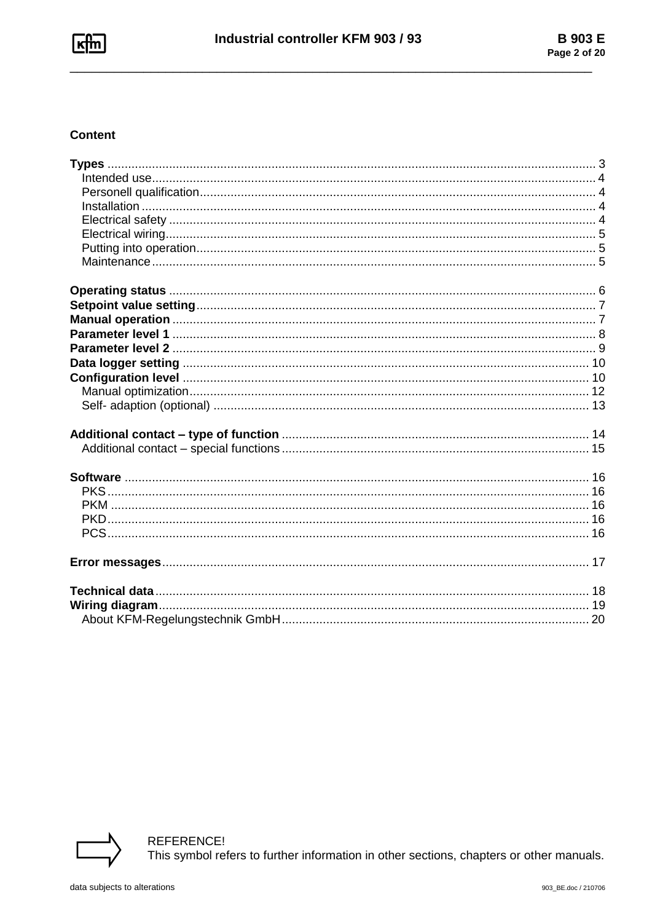## Content

**Types** ..... 3

- Intended use ..... 4
- Personell qualification ..... 4
- Installation ..... 4
- Electrical safety ..... 4
- Electrical wiring ..... 5
- Putting into operation ..... 5
- Maintenance ..... 5

**Operating status** ..... 6

**Setpoint value setting** ..... 7

**Manual operation** ..... 7

**Parameter level 1** ..... 8

**Parameter level 2** ..... 9

**Data logger setting** ..... 10

**Configuration level** ..... 10

- Manual optimization ..... 12
- Self- adaption (optional) ..... 13

**Additional contact – type of function** ..... 14

- Additional contact – special functions ..... 15

**Software** ..... 16

- PKS ..... 16
- PKM ..... 16
- PKD ..... 16
- PCS ..... 16

**Error messages** ..... 17

**Technical data** ..... 18

**Wiring diagram** ..... 19

- About KFM-Regelungstechnik GmbH ..... 20

REFERENCE!
This symbol refers to further information in other sections, chapters or other manuals.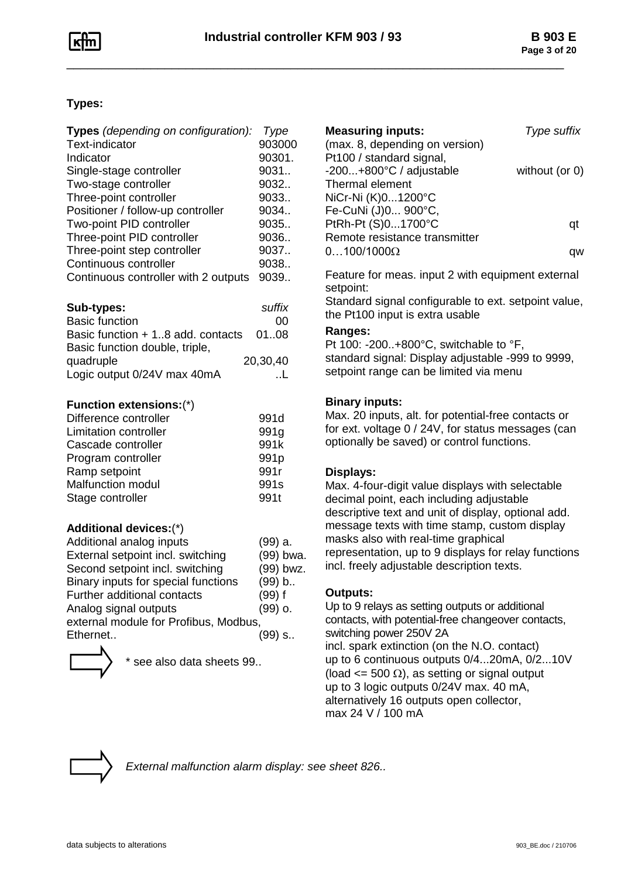## Types:

| **Types** *(depending on configuration):* | *Type* |
|---|---|
| Text-indicator | 903000 |
| Indicator | 90301. |
| Single-stage controller | 9031.. |
| Two-stage controller | 9032.. |
| Three-point controller | 9033.. |
| Positioner / follow-up controller | 9034.. |
| Two-point PID controller | 9035.. |
| Three-point PID controller | 9036.. |
| Three-point step controller | 9037.. |
| Continuous controller | 9038.. |
| Continuous controller with 2 outputs | 9039.. |

| **Sub-types:** | *suffix* |
|---|---|
| Basic function | 00 |
| Basic function + 1..8 add. contacts | 01..08 |
| Basic function double, triple, quadruple | 20,30,40 |
| Logic output 0/24V max 40mA | ..L |

| **Function extensions:**(*) | |
|---|---|
| Difference controller | 991d |
| Limitation controller | 991g |
| Cascade controller | 991k |
| Program controller | 991p |
| Ramp setpoint | 991r |
| Malfunction modul | 991s |
| Stage controller | 991t |

| **Additional devices:**(*) | |
|---|---|
| Additional analog inputs | (99) a. |
| External setpoint incl. switching | (99) bwa. |
| Second setpoint incl. switching | (99) bwz. |
| Binary inputs for special functions | (99) b.. |
| Further additional contacts | (99) f |
| Analog signal outputs | (99) o. |
| external module for Profibus, Modbus, Ethernet.. | (99) s.. |

\* see also data sheets 99..

| **Measuring inputs:** (max. 8, depending on version) | *Type suffix* |
|---|---|
| Pt100 / standard signal, -200...+800°C / adjustable | without (or 0) |
| Thermal element NiCr-Ni (K)0...1200°C Fe-CuNi (J)0... 900°C, PtRh-Pt (S)0...1700°C | qt |
| Remote resistance transmitter 0…100/1000Ω | qw |

Feature for meas. input 2 with equipment external setpoint:
Standard signal configurable to ext. setpoint value, the Pt100 input is extra usable

**Ranges:**
Pt 100: -200..+800°C, switchable to °F,
standard signal: Display adjustable -999 to 9999, setpoint range can be limited via menu

**Binary inputs:**
Max. 20 inputs, alt. for potential-free contacts or for ext. voltage 0 / 24V, for status messages (can optionally be saved) or control functions.

**Displays:**
Max. 4-four-digit value displays with selectable decimal point, each including adjustable descriptive text and unit of display, optional add. message texts with time stamp, custom display masks also with real-time graphical representation, up to 9 displays for relay functions incl. freely adjustable description texts.

**Outputs:**
Up to 9 relays as setting outputs or additional contacts, with potential-free changeover contacts, switching power 250V 2A
incl. spark extinction (on the N.O. contact)
up to 6 continuous outputs 0/4...20mA, 0/2...10V (load <= 500 Ω), as setting or signal output
up to 3 logic outputs 0/24V max. 40 mA, alternatively 16 outputs open collector, max 24 V / 100 mA

*External malfunction alarm display: see sheet 826..*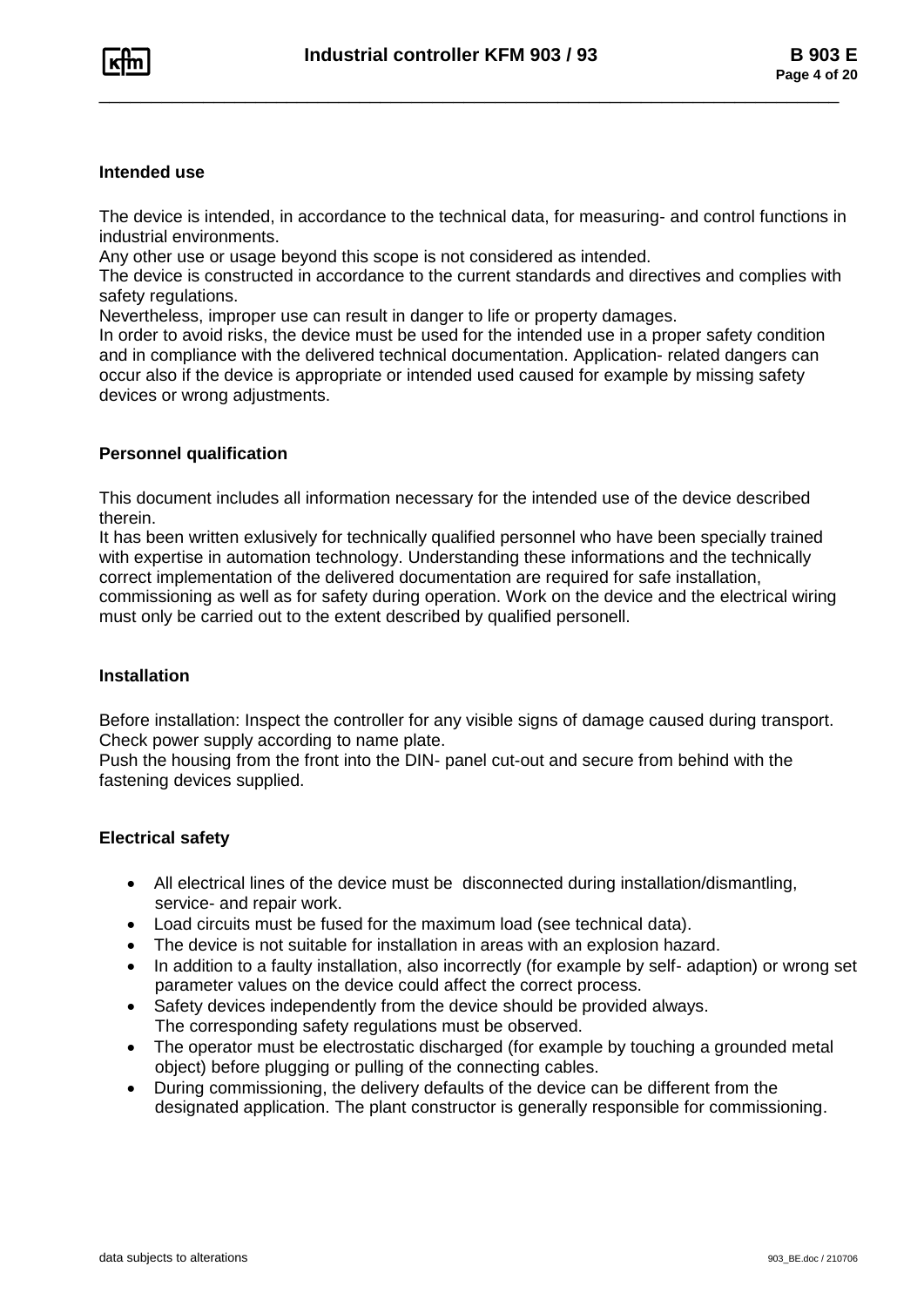## Intended use

The device is intended, in accordance to the technical data, for measuring- and control functions in industrial environments.
Any other use or usage beyond this scope is not considered as intended.
The device is constructed in accordance to the current standards and directives and complies with safety regulations.
Nevertheless, improper use can result in danger to life or property damages.
In order to avoid risks, the device must be used for the intended use in a proper safety condition and in compliance with the delivered technical documentation. Application- related dangers can occur also if the device is appropriate or intended used caused for example by missing safety devices or wrong adjustments.

## Personnel qualification

This document includes all information necessary for the intended use of the device described therein.
It has been written exlusively for technically qualified personnel who have been specially trained with expertise in automation technology. Understanding these informations and the technically correct implementation of the delivered documentation are required for safe installation, commissioning as well as for safety during operation. Work on the device and the electrical wiring must only be carried out to the extent described by qualified personell.

## Installation

Before installation: Inspect the controller for any visible signs of damage caused during transport. Check power supply according to name plate.
Push the housing from the front into the DIN- panel cut-out and secure from behind with the fastening devices supplied.

## Electrical safety

- All electrical lines of the device must be disconnected during installation/dismantling, service- and repair work.
- Load circuits must be fused for the maximum load (see technical data).
- The device is not suitable for installation in areas with an explosion hazard.
- In addition to a faulty installation, also incorrectly (for example by self- adaption) or wrong set parameter values on the device could affect the correct process.
- Safety devices independently from the device should be provided always. The corresponding safety regulations must be observed.
- The operator must be electrostatic discharged (for example by touching a grounded metal object) before plugging or pulling of the connecting cables.
- During commissioning, the delivery defaults of the device can be different from the designated application. The plant constructor is generally responsible for commissioning.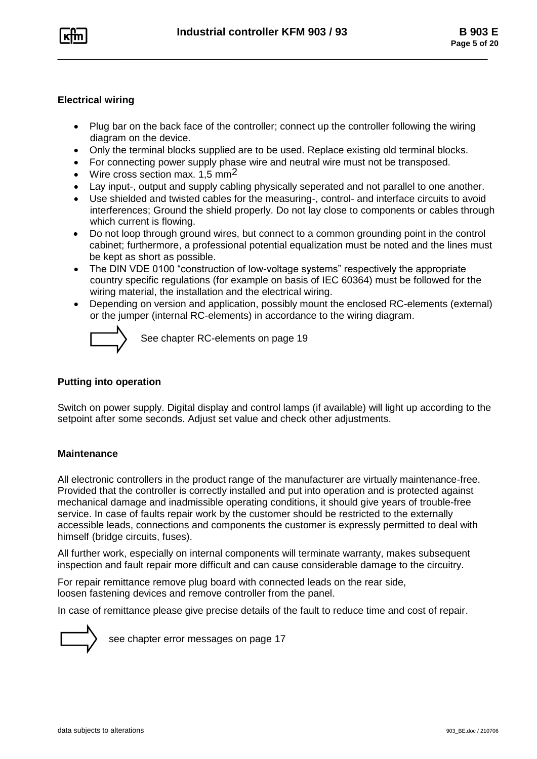## Electrical wiring

- Plug bar on the back face of the controller; connect up the controller following the wiring diagram on the device.
- Only the terminal blocks supplied are to be used. Replace existing old terminal blocks.
- For connecting power supply phase wire and neutral wire must not be transposed.
- Wire cross section max. 1,5 $mm^2$
- Lay input-, output and supply cabling physically seperated and not parallel to one another.
- Use shielded and twisted cables for the measuring-, control- and interface circuits to avoid interferences; Ground the shield properly. Do not lay close to components or cables through which current is flowing.
- Do not loop through ground wires, but connect to a common grounding point in the control cabinet; furthermore, a professional potential equalization must be noted and the lines must be kept as short as possible.
- The DIN VDE 0100 "construction of low-voltage systems" respectively the appropriate country specific regulations (for example on basis of IEC 60364) must be followed for the wiring material, the installation and the electrical wiring.
- Depending on version and application, possibly mount the enclosed RC-elements (external) or the jumper (internal RC-elements) in accordance to the wiring diagram.

⇨ See chapter RC-elements on page 19

## Putting into operation

Switch on power supply. Digital display and control lamps (if available) will light up according to the setpoint after some seconds. Adjust set value and check other adjustments.

## Maintenance

All electronic controllers in the product range of the manufacturer are virtually maintenance-free. Provided that the controller is correctly installed and put into operation and is protected against mechanical damage and inadmissible operating conditions, it should give years of trouble-free service. In case of faults repair work by the customer should be restricted to the externally accessible leads, connections and components the customer is expressly permitted to deal with himself (bridge circuits, fuses).

All further work, especially on internal components will terminate warranty, makes subsequent inspection and fault repair more difficult and can cause considerable damage to the circuitry.

For repair remittance remove plug board with connected leads on the rear side,
loosen fastening devices and remove controller from the panel.

In case of remittance please give precise details of the fault to reduce time and cost of repair.

⇨ see chapter error messages on page 17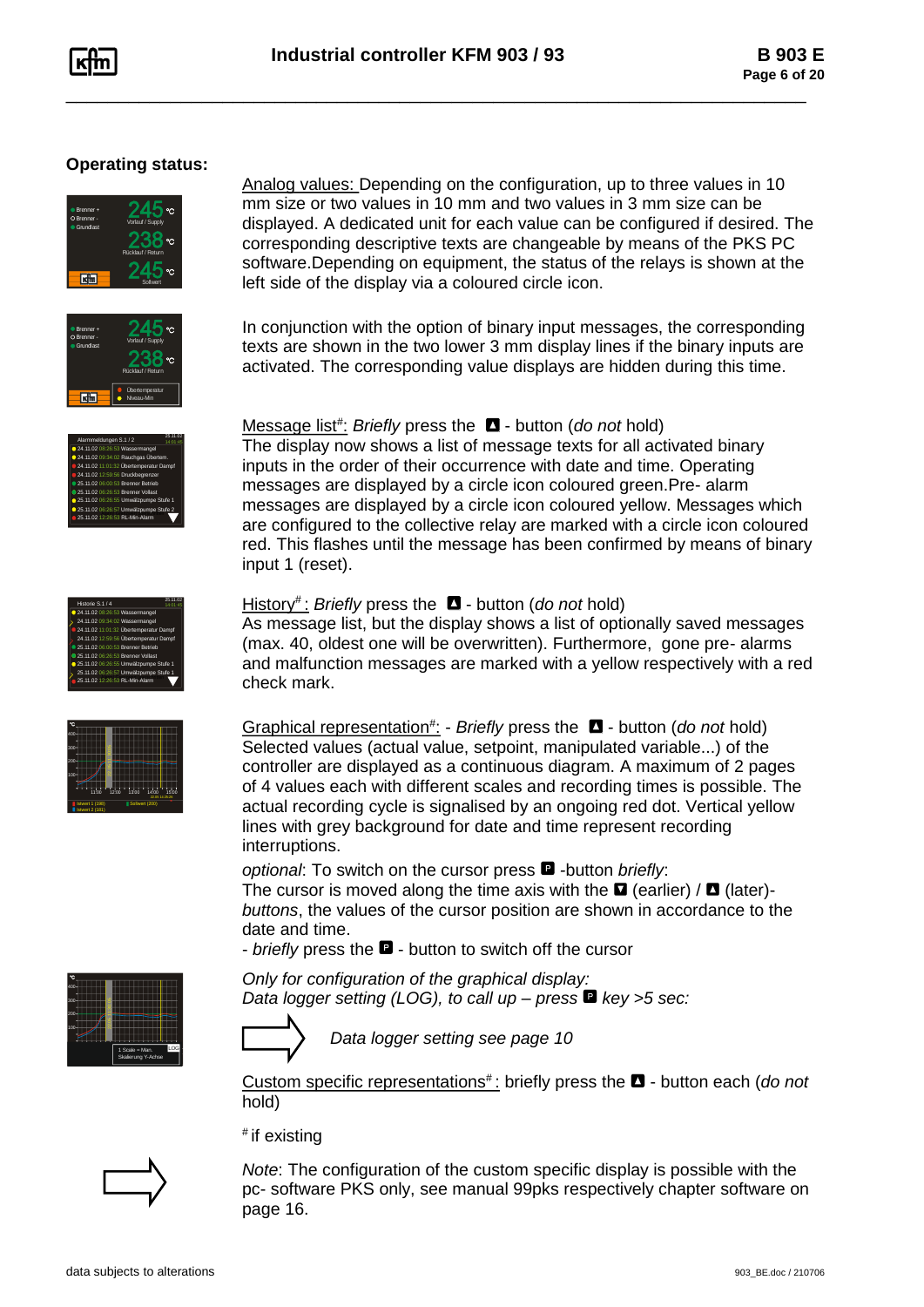## Operating status:

Analog values: Depending on the configuration, up to three values in 10 mm size or two values in 10 mm and two values in 3 mm size can be displayed. A dedicated unit for each value can be configured if desired. The corresponding descriptive texts are changeable by means of the PKS PC software.Depending on equipment, the status of the relays is shown at the left side of the display via a coloured circle icon.

In conjunction with the option of binary input messages, the corresponding texts are shown in the two lower 3 mm display lines if the binary inputs are activated. The corresponding value displays are hidden during this time.

Message list#: *Briefly* press the ▲ - button (*do not* hold)
The display now shows a list of message texts for all activated binary inputs in the order of their occurrence with date and time. Operating messages are displayed by a circle icon coloured green.Pre- alarm messages are displayed by a circle icon coloured yellow. Messages which are configured to the collective relay are marked with a circle icon coloured red. This flashes until the message has been confirmed by means of binary input 1 (reset).

History#: *Briefly* press the ▲ - button (*do not* hold)
As message list, but the display shows a list of optionally saved messages (max. 40, oldest one will be overwritten). Furthermore, gone pre- alarms and malfunction messages are marked with a yellow respectively with a red check mark.

Graphical representation#: - *Briefly* press the ▲ - button (*do not* hold)
Selected values (actual value, setpoint, manipulated variable...) of the controller are displayed as a continuous diagram. A maximum of 2 pages of 4 values each with different scales and recording times is possible. The actual recording cycle is signalised by an ongoing red dot. Vertical yellow lines with grey background for date and time represent recording interruptions.

*optional*: To switch on the cursor press P -button *briefly*:
The cursor is moved along the time axis with the ▼ (earlier) / ▲ (later)- *buttons*, the values of the cursor position are shown in accordance to the date and time.
- *briefly* press the P - button to switch off the cursor

*Only for configuration of the graphical display:*
*Data logger setting (LOG), to call up – press* P *key >5 sec:*

*Data logger setting see page 10*

Custom specific representations#: briefly press the ▲ - button each (*do not* hold)

# if existing

*Note*: The configuration of the custom specific display is possible with the pc- software PKS only, see manual 99pks respectively chapter software on page 16.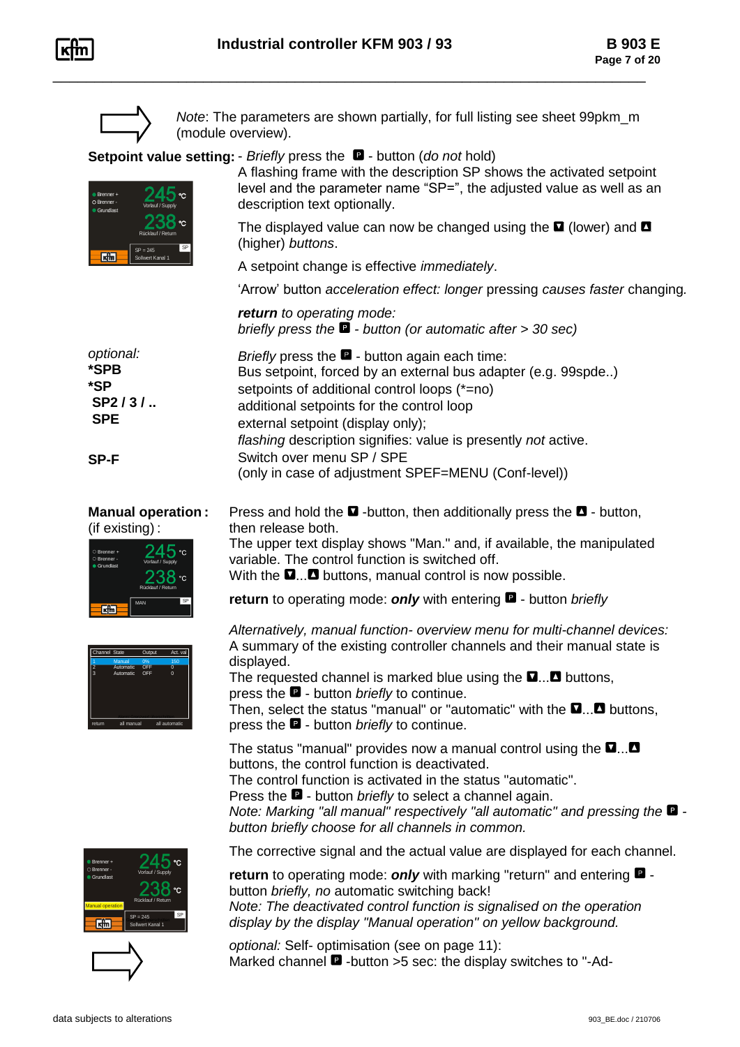*Note*: The parameters are shown partially, for full listing see sheet 99pkm_m (module overview).

**Setpoint value setting:** - *Briefly* press the P - button (*do not* hold)

A flashing frame with the description SP shows the activated setpoint level and the parameter name “SP=”, the adjusted value as well as an description text optionally.

The displayed value can now be changed using the ▼ (lower) and ▲ (higher) *buttons*.

A setpoint change is effective *immediately*.

‘Arrow’ button *acceleration effect: longer* pressing *causes faster* changing.

***return** to operating mode:*
*briefly press the* P *- button (or automatic after > 30 sec)*

*optional:* *Briefly* press the P - button again each time:

**\*SPB** Bus setpoint, forced by an external bus adapter (e.g. 99spde..)

**\*SP** setpoints of additional control loops (*=no)

**SP2 / 3 / ..** additional setpoints for the control loop

**SPE** external setpoint (display only);
*flashing* description signifies: value is presently *not* active.

**SP-F** Switch over menu SP / SPE
(only in case of adjustment SPEF=MENU (Conf-level))

**Manual operation :** (if existing) :

Press and hold the ▼ -button, then additionally press the ▲ - button, then release both.
The upper text display shows "Man." and, if available, the manipulated variable. The control function is switched off.
With the ▼...▲ buttons, manual control is now possible.

**return** to operating mode: ***only*** with entering P - button *briefly*

*Alternatively, manual function- overview menu for multi-channel devices:*
A summary of the existing controller channels and their manual state is displayed.
The requested channel is marked blue using the ▼...▲ buttons, press the P - button *briefly* to continue.
Then, select the status "manual" or "automatic" with the ▼...▲ buttons, press the P - button *briefly* to continue.

The status "manual" provides now a manual control using the ▼...▲ buttons, the control function is deactivated.
The control function is activated in the status "automatic".
Press the P - button *briefly* to select a channel again.
*Note: Marking "all manual" respectively "all automatic" and pressing the* P *- button briefly choose for all channels in common.*

The corrective signal and the actual value are displayed for each channel.

**return** to operating mode: ***only*** with marking "return" and entering P - button *briefly*, *no* automatic switching back!
*Note: The deactivated control function is signalised on the operation display by the display "Manual operation" on yellow background.*

*optional:* Self- optimisation (see on page 11):
Marked channel P -button >5 sec: the display switches to "-Ad-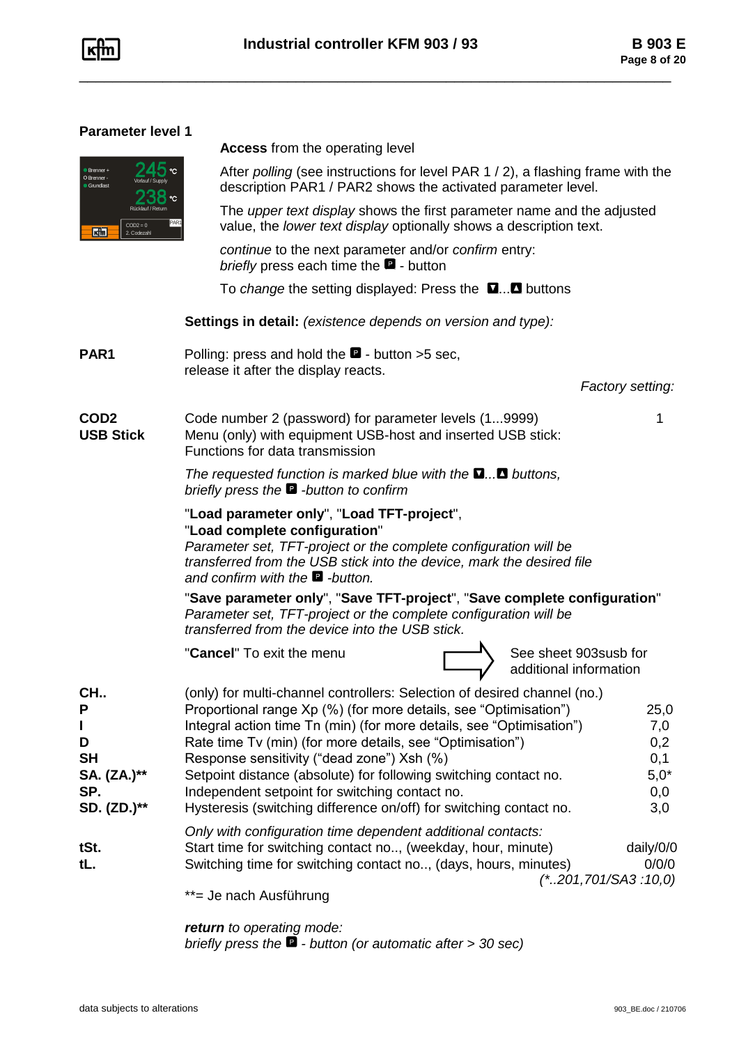## Parameter level 1

**Access** from the operating level

After *polling* (see instructions for level PAR 1 / 2), a flashing frame with the description PAR1 / PAR2 shows the activated parameter level.

The *upper text display* shows the first parameter name and the adjusted value, the *lower text display* optionally shows a description text.

*continue* to the next parameter and/or *confirm* entry:
*briefly* press each time the P - button

To *change* the setting displayed: Press the ▼...▲ buttons

**Settings in detail:** *(existence depends on version and type):*

**PAR1** Polling: press and hold the P - button >5 sec, release it after the display reacts.

*Factory setting:*

| | | |
|---|---|---|
| **COD2** | Code number 2 (password) for parameter levels (1...9999) | 1 |
| **USB Stick** | Menu (only) with equipment USB-host and inserted USB stick: Functions for data transmission | |

*The requested function is marked blue with the ▼...▲ buttons, briefly press the P -button to confirm*

"**Load parameter only**", "**Load TFT-project**",
"**Load complete configuration**"
*Parameter set, TFT-project or the complete configuration will be transferred from the USB stick into the device, mark the desired file and confirm with the P -button.*

"**Save parameter only**", "**Save TFT-project**", "**Save complete configuration**"
*Parameter set, TFT-project or the complete configuration will be transferred from the device into the USB stick.*

"**Cancel**" To exit the menu ⇒ See sheet 903susb for additional information

| | | |
|---|---|---|
| **CH..** | (only) for multi-channel controllers: Selection of desired channel (no.) | |
| **P** | Proportional range Xp (%) (for more details, see "Optimisation") | 25,0 |
| **I** | Integral action time Tn (min) (for more details, see "Optimisation") | 7,0 |
| **D** | Rate time Tv (min) (for more details, see "Optimisation") | 0,2 |
| **SH** | Response sensitivity ("dead zone") Xsh (%) | 0,1 |
| **SA. (ZA.)**** | Setpoint distance (absolute) for following switching contact no. | 5,0* |
| **SP.** | Independent setpoint for switching contact no. | 0,0 |
| **SD. (ZD.)**** | Hysteresis (switching difference on/off) for switching contact no. | 3,0 |

*Only with configuration time dependent additional contacts:*

| | | |
|---|---|---|
| **tSt.** | Start time for switching contact no.., (weekday, hour, minute) | daily/0/0 |
| **tL.** | Switching time for switching contact no.., (days, hours, minutes) | 0/0/0 |

*(*..201,701/SA3 :10,0)*

**= Je nach Ausführung

***return*** *to operating mode:*
*briefly press the P - button (or automatic after > 30 sec)*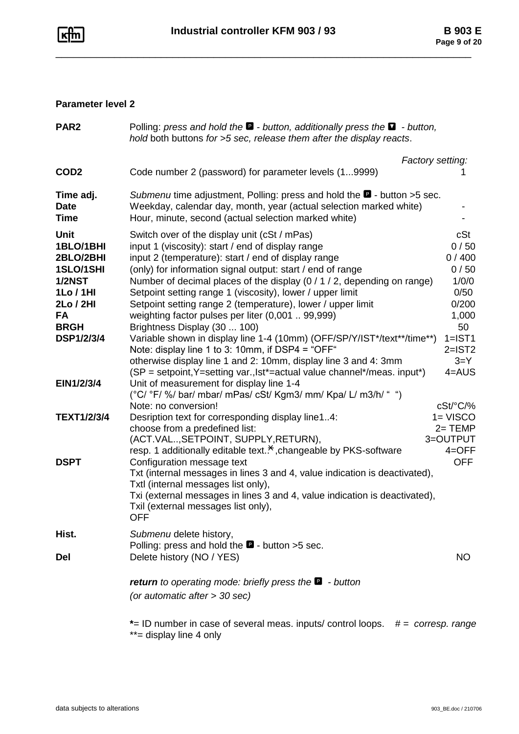## Parameter level 2

| | | |
|---|---|---|
| **PAR2** | Polling: *press and hold the* P *- button, additionally press the* ▼ *- button, hold* both buttons *for >5 sec, release them after the display reacts*. | |
| | | *Factory setting:* |
| **COD2** | Code number 2 (password) for parameter levels (1...9999) | 1 |
| **Time adj.** | *Submenu* time adjustment, Polling: press and hold the P - button >5 sec. | |
| **Date** | Weekday, calendar day, month, year (actual selection marked white) | - |
| **Time** | Hour, minute, second (actual selection marked white) | - |
| **Unit** | Switch over of the display unit (cSt / mPas) | cSt |
| **1BLO/1BHI** | input 1 (viscosity): start / end of display range | 0 / 50 |
| **2BLO/2BHI** | input 2 (temperature): start / end of display range | 0 / 400 |
| **1SLO/1SHI** | (only) for information signal output: start / end of range | 0 / 50 |
| **1/2NST** | Number of decimal places of the display (0 / 1 / 2, depending on range) | 1/0/0 |
| **1Lo / 1HI** | Setpoint setting range 1 (viscosity), lower / upper limit | 0/50 |
| **2Lo / 2HI** | Setpoint setting range 2 (temperature), lower / upper limit | 0/200 |
| **FA** | weighting factor pulses per liter (0,001 .. 99,999) | 1,000 |
| **BRGH** | Brightness Display (30 ... 100) | 50 |
| **DSP1/2/3/4** | Variable shown in display line 1-4 (10mm) (OFF/SP/Y/IST*/text**/time**)<br>Note: display line 1 to 3: 10mm, if DSP4 = "OFF"<br>otherwise display line 1 and 2: 10mm, display line 3 and 4: 3mm<br>(SP = setpoint,Y=setting var.,Ist*=actual value channel*/meas. input*) | 1=IST1<br>2=IST2<br>3=Y<br>4=AUS |
| **EIN1/2/3/4** | Unit of measurement for display line 1-4<br>(°C/ °F/ %/ bar/ mbar/ mPas/ cSt/ Kgm3/ mm/ Kpa/ L/ m3/h/ " ")<br>Note: no conversion! | cSt/°C/% |
| **TEXT1/2/3/4** | Desription text for corresponding display line1..4:<br>choose from a predefined list:<br>(ACT.VAL..,SETPOINT, SUPPLY,RETURN),<br>resp. 1 additionally editable text.*,changeable by PKS-software | 1= VISCO<br>2= TEMP<br>3=OUTPUT<br>4=OFF |
| **DSPT** | Configuration message text<br>Txt (internal messages in lines 3 and 4, value indication is deactivated),<br>Txtl (internal messages list only),<br>Txi (external messages in lines 3 and 4, value indication is deactivated),<br>Txil (external messages list only),<br>OFF | OFF |
| **Hist.** | *Submenu* delete history,<br>Polling: press and hold the P - button >5 sec. | |
| **Del** | Delete history (NO / YES) | NO |

***return*** *to operating mode: briefly press the* P *- button*
*(or automatic after > 30 sec)*

**\***= ID number in case of several meas. inputs/ control loops. # = *corresp. range*
**= display line 4 only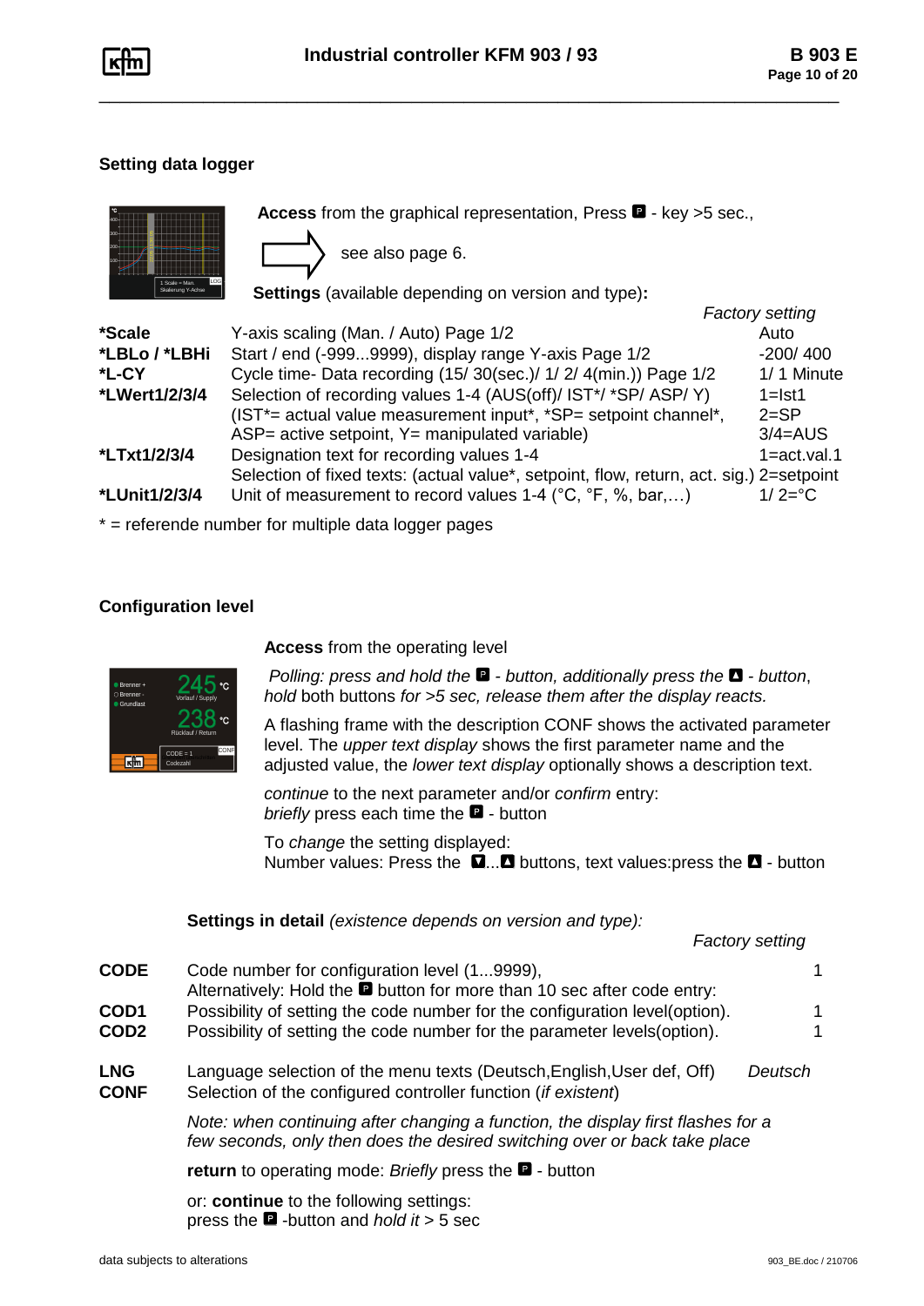### Setting data logger

**Access** from the graphical representation, Press **P** - key >5 sec.,

see also page 6.

**Settings** (available depending on version and type)**:**

| | | *Factory setting* |
|---|---|---|
| ***Scale** | Y-axis scaling (Man. / Auto) Page 1/2 | Auto |
| ***LBLo / *LBHi** | Start / end (-999...9999), display range Y-axis Page 1/2 | -200/ 400 |
| ***L-CY** | Cycle time- Data recording (15/ 30(sec.)/ 1/ 2/ 4(min.)) Page 1/2 | 1/ 1 Minute |
| ***LWert1/2/3/4** | Selection of recording values 1-4 (AUS(off)/ IST*/ *SP/ ASP/ Y)<br>(IST*= actual value measurement input*, *SP= setpoint channel*,<br>ASP= active setpoint, Y= manipulated variable) | 1=Ist1<br>2=SP<br>3/4=AUS |
| ***LTxt1/2/3/4** | Designation text for recording values 1-4<br>Selection of fixed texts: (actual value*, setpoint, flow, return, act. sig.) | 1=act.val.1<br>2=setpoint |
| ***LUnit1/2/3/4** | Unit of measurement to record values 1-4 (°C, °F, %, bar,…) | 1/ 2=°C |

* = referende number for multiple data logger pages

### Configuration level

**Access** from the operating level

*Polling: press and hold the* **P** *- button, additionally press the* **▲** *- button, hold* both buttons *for >5 sec, release them after the display reacts.*

A flashing frame with the description CONF shows the activated parameter level. The *upper text display* shows the first parameter name and the adjusted value, the *lower text display* optionally shows a description text.

*continue* to the next parameter and/or *confirm* entry:
*briefly* press each time the **P** - button

To *change* the setting displayed:
Number values: Press the **▼**...**▲** buttons, text values:press the **▲** - button

**Settings in detail** *(existence depends on version and type):*

| | | *Factory setting* |
|---|---|---|
| **CODE** | Code number for configuration level (1...9999),<br>Alternatively: Hold the **P** button for more than 10 sec after code entry: | 1 |
| **COD1** | Possibility of setting the code number for the configuration level(option). | 1 |
| **COD2** | Possibility of setting the code number for the parameter levels(option). | 1 |
| **LNG** | Language selection of the menu texts (Deutsch,English,User def, Off) | *Deutsch* |
| **CONF** | Selection of the configured controller function (*if existent*) | |

*Note: when continuing after changing a function, the display first flashes for a few seconds, only then does the desired switching over or back take place*

**return** to operating mode: *Briefly* press the **P** - button

or: **continue** to the following settings:
press the **P** -button and *hold it* > 5 sec

data subjects to alterations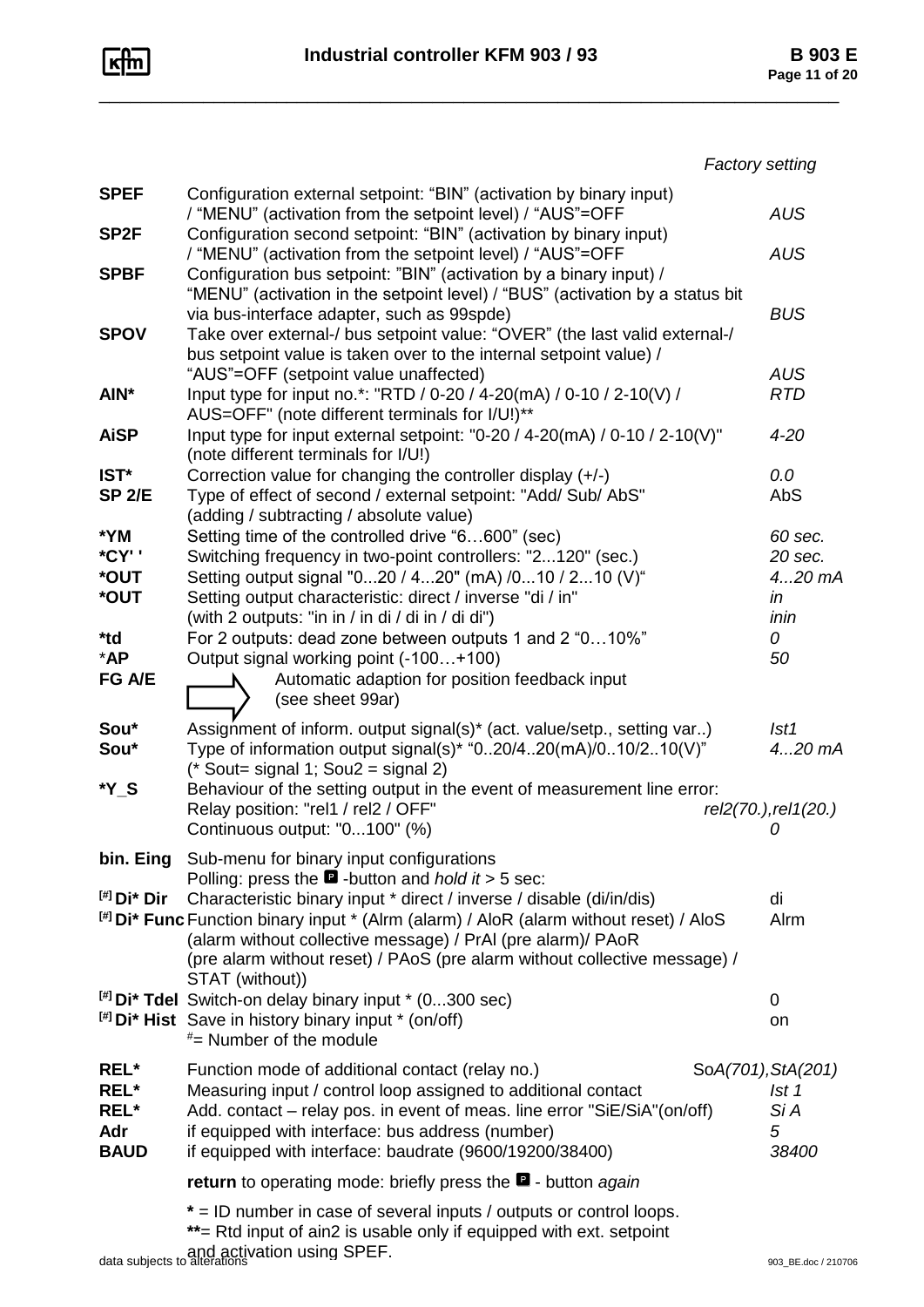| | | *Factory setting* |
|---|---|---|
| **SPEF** | Configuration external setpoint: "BIN" (activation by binary input) / "MENU" (activation from the setpoint level) / "AUS"=OFF | *AUS* |
| **SP2F** | Configuration second setpoint: "BIN" (activation by binary input) / "MENU" (activation from the setpoint level) / "AUS"=OFF | *AUS* |
| **SPBF** | Configuration bus setpoint: "BIN" (activation by a binary input) / "MENU" (activation in the setpoint level) / "BUS" (activation by a status bit via bus-interface adapter, such as 99spde) | *BUS* |
| **SPOV** | Take over external-/ bus setpoint value: "OVER" (the last valid external-/ bus setpoint value is taken over to the internal setpoint value) / "AUS"=OFF (setpoint value unaffected) | *AUS* |
| **AIN*** | Input type for input no.*: "RTD / 0-20 / 4-20(mA) / 0-10 / 2-10(V) / AUS=OFF" (note different terminals for I/U!)** | *RTD* |
| **AiSP** | Input type for input external setpoint: "0-20 / 4-20(mA) / 0-10 / 2-10(V)" (note different terminals for I/U!) | *4-20* |
| **IST*** | Correction value for changing the controller display (+/-) | *0.0* |
| **SP 2/E** | Type of effect of second / external setpoint: "Add/ Sub/ AbS" (adding / subtracting / absolute value) | AbS |
| ***YM** | Setting time of the controlled drive "6…600" (sec) | *60 sec.* |
| ***CY' '** | Switching frequency in two-point controllers: "2...120" (sec.) | *20 sec.* |
| ***OUT** | Setting output signal "0...20 / 4...20" (mA) /0...10 / 2...10 (V)" | *4...20 mA* |
| ***OUT** | Setting output characteristic: direct / inverse "di / in" (with 2 outputs: "in in / in di / di in / di di") | *in* *inin* |
| ***td** | For 2 outputs: dead zone between outputs 1 and 2 "0…10%" | *0* |
| ***AP** | Output signal working point (-100…+100) | *50* |
| **FG A/E** | ⇨ Automatic adaption for position feedback input (see sheet 99ar) | |
| **Sou*** | Assignment of inform. output signal(s)* (act. value/setp., setting var..) | *Ist1* |
| **Sou*** | Type of information output signal(s)* "0..20/4..20(mA)/0..10/2..10(V)" (* Sout= signal 1; Sou2 = signal 2) | *4...20 mA* |
| ***Y_S** | Behaviour of the setting output in the event of measurement line error: Relay position: "rel1 / rel2 / OFF" Continuous output: "0...100" (%) | *rel2(70.),rel1(20.)* *0* |
| **bin. Eing** | Sub-menu for binary input configurations Polling: press the **P** -button and *hold it* > 5 sec: | |
| **[#] Di* Dir** | Characteristic binary input * direct / inverse / disable (di/in/dis) | di |
| **[#] Di* Func** | Function binary input * (Alrm (alarm) / AloR (alarm without reset) / AloS (alarm without collective message) / PrAl (pre alarm)/ PAoR (pre alarm without reset) / PAoS (pre alarm without collective message) / STAT (without)) | Alrm |
| **[#] Di* Tdel** | Switch-on delay binary input * (0...300 sec) | 0 |
| **[#] Di* Hist** | Save in history binary input * (on/off) #= Number of the module | on |
| **REL*** | Function mode of additional contact (relay no.) | So*A(701),StA(201)* |
| **REL*** | Measuring input / control loop assigned to additional contact | *Ist 1* |
| **REL*** | Add. contact – relay pos. in event of meas. line error "SiE/SiA"(on/off) | *Si A* |
| **Adr** | if equipped with interface: bus address (number) | *5* |
| **BAUD** | if equipped with interface: baudrate (9600/19200/38400) | *38400* |

**return** to operating mode: briefly press the **P** - button *again*

**\*** = ID number in case of several inputs / outputs or control loops.
**\*\***= Rtd input of ain2 is usable only if equipped with ext. setpoint and activation using SPEF.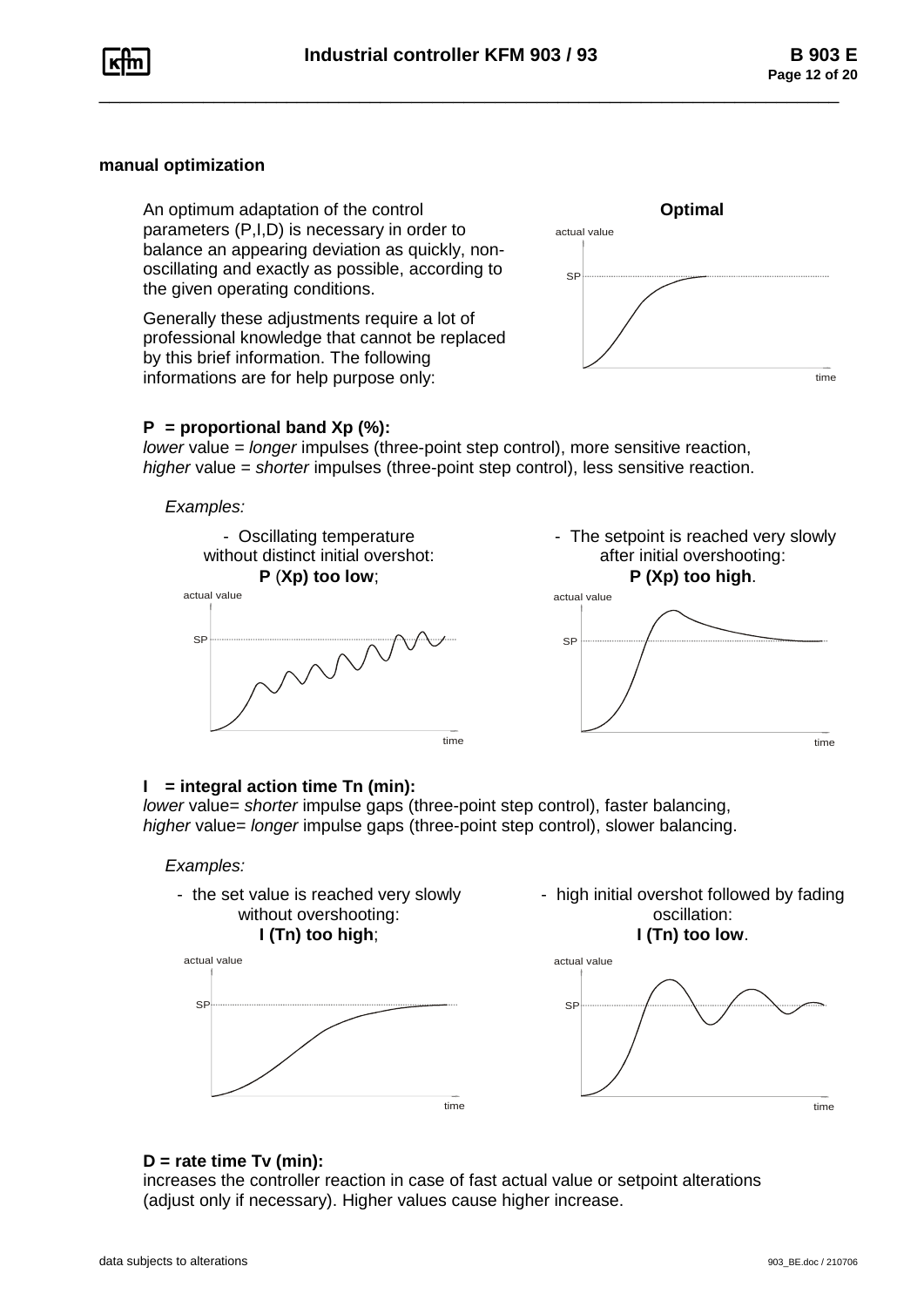## manual optimization

An optimum adaptation of the control parameters (P,I,D) is necessary in order to balance an appearing deviation as quickly, non-oscillating and exactly as possible, according to the given operating conditions.

Generally these adjustments require a lot of professional knowledge that cannot be replaced by this brief information. The following informations are for help purpose only:

**Optimal**

**P = proportional band Xp (%):**
*lower* value = *longer* impulses (three-point step control), more sensitive reaction,
*higher* value = *shorter* impulses (three-point step control), less sensitive reaction.

*Examples:*

- Oscillating temperature without distinct initial overshot: **P (Xp) too low**;
- The setpoint is reached very slowly after initial overshooting: **P (Xp) too high**.

**I = integral action time Tn (min):**
*lower* value= *shorter* impulse gaps (three-point step control), faster balancing,
*higher* value= *longer* impulse gaps (three-point step control), slower balancing.

*Examples:*

- the set value is reached very slowly without overshooting: **I (Tn) too high**;
- high initial overshot followed by fading oscillation: **I (Tn) too low**.

**D = rate time Tv (min):**
increases the controller reaction in case of fast actual value or setpoint alterations (adjust only if necessary). Higher values cause higher increase.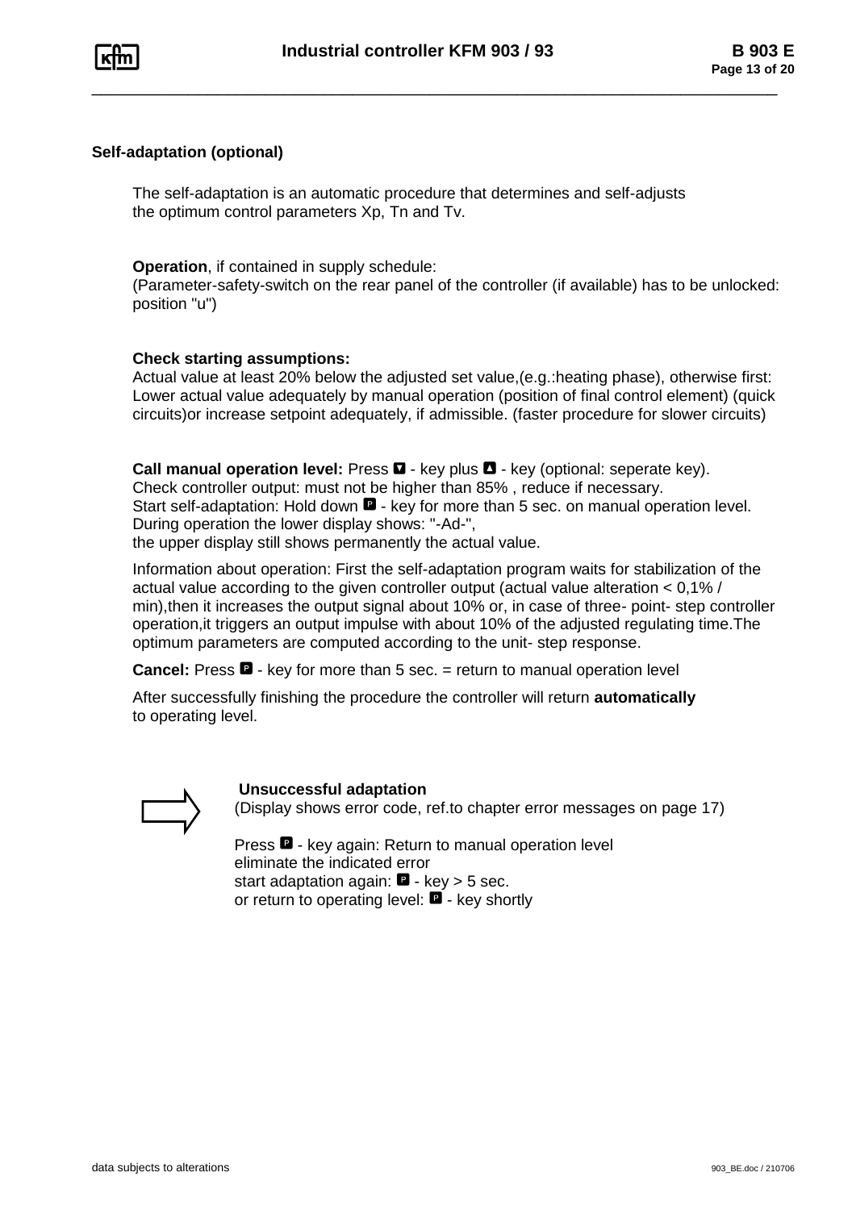## Self-adaptation (optional)

The self-adaptation is an automatic procedure that determines and self-adjusts the optimum control parameters Xp, Tn and Tv.

**Operation**, if contained in supply schedule:
(Parameter-safety-switch on the rear panel of the controller (if available) has to be unlocked: position "u")

**Check starting assumptions:**
Actual value at least 20% below the adjusted set value,(e.g.:heating phase), otherwise first: Lower actual value adequately by manual operation (position of final control element) (quick circuits)or increase setpoint adequately, if admissible. (faster procedure for slower circuits)

**Call manual operation level:** Press ▼ - key plus ▲ - key (optional: seperate key).
Check controller output: must not be higher than 85% , reduce if necessary.
Start self-adaptation: Hold down P - key for more than 5 sec. on manual operation level.
During operation the lower display shows: "-Ad-",
the upper display still shows permanently the actual value.

Information about operation: First the self-adaptation program waits for stabilization of the actual value according to the given controller output (actual value alteration < 0,1% / min),then it increases the output signal about 10% or, in case of three- point- step controller operation,it triggers an output impulse with about 10% of the adjusted regulating time.The optimum parameters are computed according to the unit- step response.

**Cancel:** Press P - key for more than 5 sec. = return to manual operation level

After successfully finishing the procedure the controller will return **automatically** to operating level.

⇨ **Unsuccessful adaptation**
(Display shows error code, ref.to chapter error messages on page 17)

Press P - key again: Return to manual operation level
eliminate the indicated error
start adaptation again: P - key > 5 sec.
or return to operating level: P - key shortly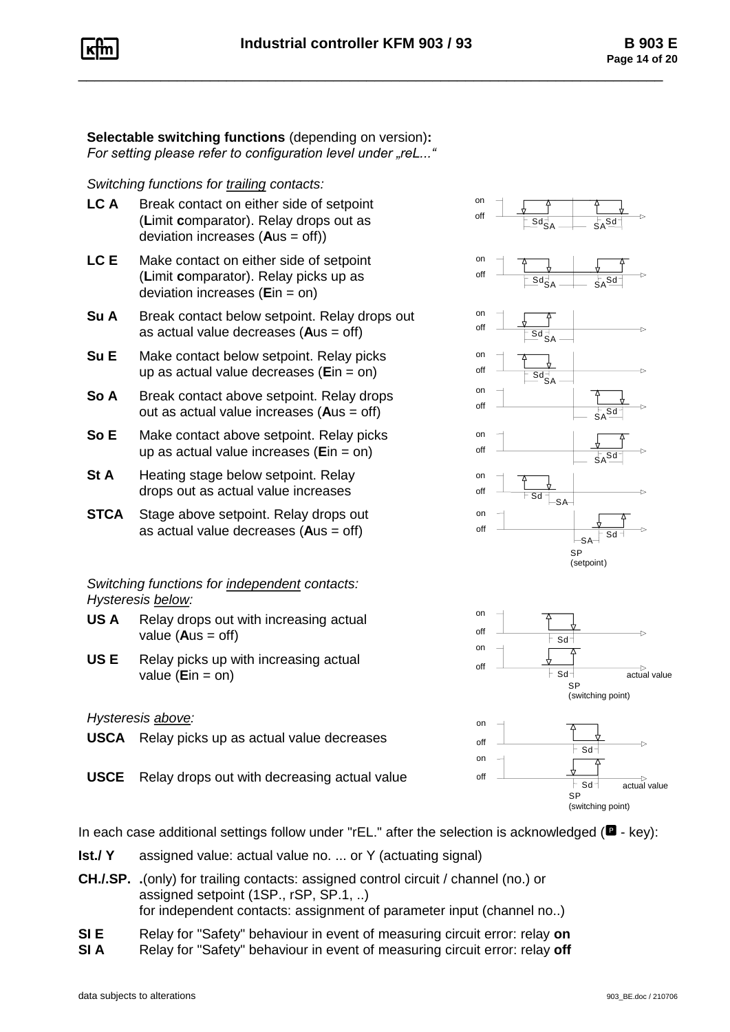**Selectable switching functions** (depending on version)**:**
*For setting please refer to configuration level under „reL...“*

*Switching functions for trailing contacts:*

**LC A** Break contact on either side of setpoint (**L**imit **c**omparator). Relay drops out as deviation increases (**A**us = off))

**LC E** Make contact on either side of setpoint (**L**imit **c**omparator). Relay picks up as deviation increases (**E**in = on)

**Su A** Break contact below setpoint. Relay drops out as actual value decreases (**A**us = off)

**Su E** Make contact below setpoint. Relay picks up as actual value decreases (**E**in = on)

**So A** Break contact above setpoint. Relay drops out as actual value increases (**A**us = off)

**So E** Make contact above setpoint. Relay picks up as actual value increases (**E**in = on)

**St A** Heating stage below setpoint. Relay drops out as actual value increases

**STCA** Stage above setpoint. Relay drops out as actual value decreases (**A**us = off)

*Switching functions for independent contacts:*
*Hysteresis below:*

**US A** Relay drops out with increasing actual value (**A**us = off)

**US E** Relay picks up with increasing actual value (**E**in = on)

*Hysteresis above:*

**USCA** Relay picks up as actual value decreases

**USCE** Relay drops out with decreasing actual value

In each case additional settings follow under "rEL." after the selection is acknowledged (P - key):

**Ist./ Y** assigned value: actual value no. ... or Y (actuating signal)

**CH./.SP.** .(only) for trailing contacts: assigned control circuit / channel (no.) or assigned setpoint (1SP., rSP, SP.1, ..)
for independent contacts: assignment of parameter input (channel no..)

**SI E** Relay for "Safety" behaviour in event of measuring circuit error: relay **on**
**SI A** Relay for "Safety" behaviour in event of measuring circuit error: relay **off**

data subjects to alterations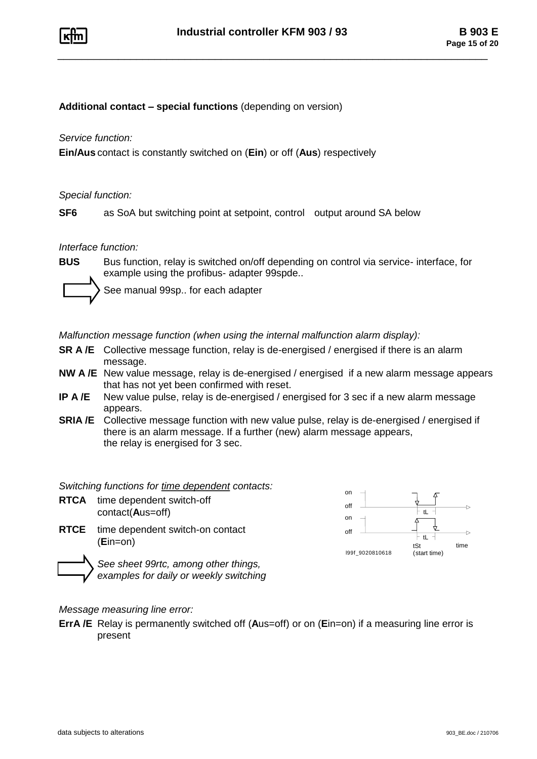**Additional contact – special functions** (depending on version)

*Service function:*

**Ein/Aus** contact is constantly switched on (**Ein**) or off (**Aus**) respectively

*Special function:*

**SF6** as SoA but switching point at setpoint, control output around SA below

*Interface function:*

**BUS** Bus function, relay is switched on/off depending on control via service- interface, for example using the profibus- adapter 99spde..

See manual 99sp.. for each adapter

*Malfunction message function (when using the internal malfunction alarm display):*

**SR A /E** Collective message function, relay is de-energised / energised if there is an alarm message.

**NW A /E** New value message, relay is de-energised / energised if a new alarm message appears that has not yet been confirmed with reset.

**IP A /E** New value pulse, relay is de-energised / energised for 3 sec if a new alarm message appears.

**SRIA /E** Collective message function with new value pulse, relay is de-energised / energised if there is an alarm message. If a further (new) alarm message appears, the relay is energised for 3 sec.

*Switching functions for <u>time dependent</u> contacts:*

**RTCA** time dependent switch-off contact(**A**us=off)

**RTCE** time dependent switch-on contact (**E**in=on)

*See sheet 99rtc, among other things, examples for daily or weekly switching*

on
off
tL
on
off
tL
tSt (start time)
time
I99f_9020810618

*Message measuring line error:*

**ErrA /E** Relay is permanently switched off (**A**us=off) or on (**E**in=on) if a measuring line error is present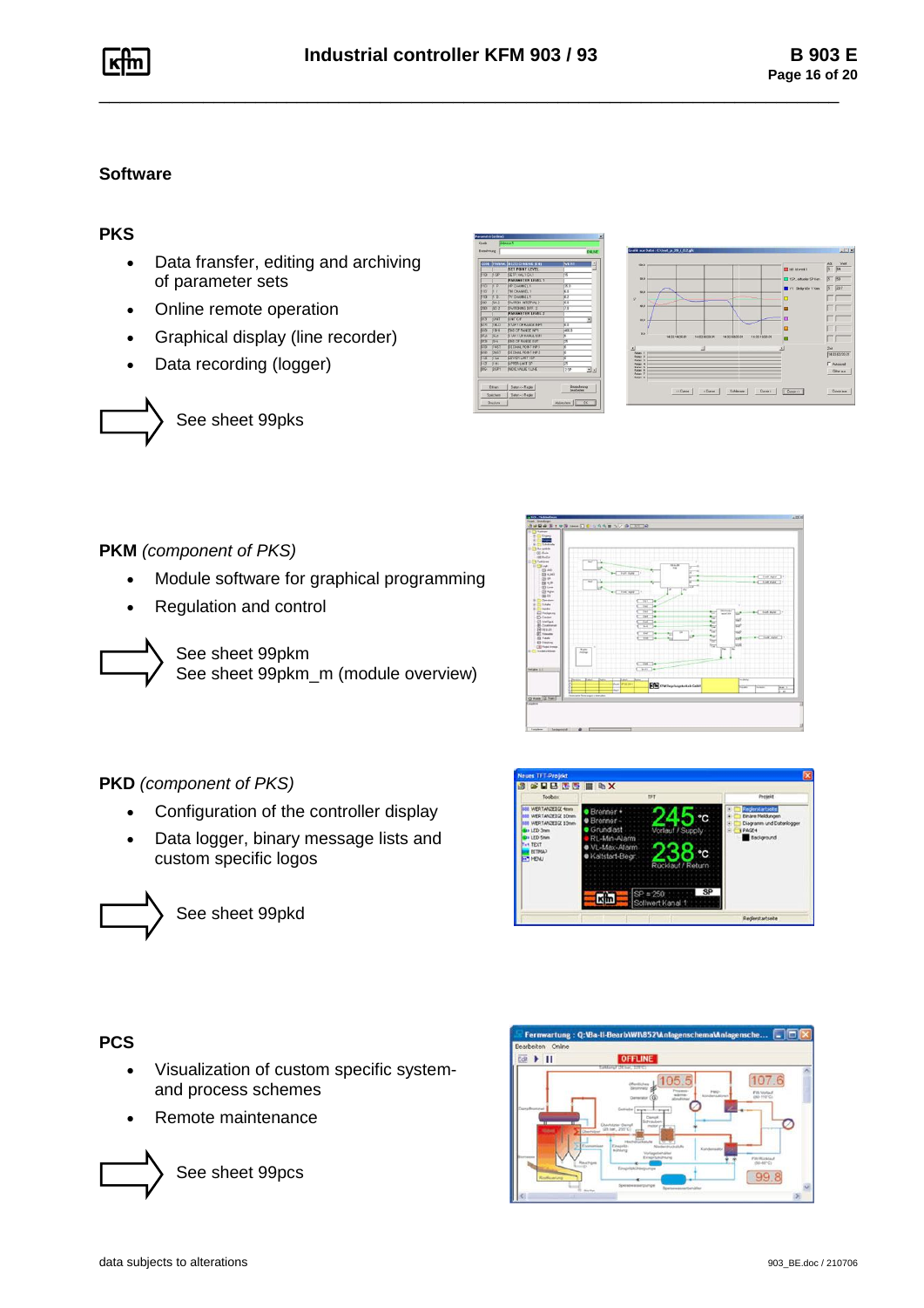## Software

### PKS

- Data transfer, editing and archiving of parameter sets
- Online remote operation
- Graphical display (line recorder)
- Data recording (logger)

See sheet 99pks

### PKM *(component of PKS)*

- Module software for graphical programming
- Regulation and control

See sheet 99pkm
See sheet 99pkm_m (module overview)

### PKD *(component of PKS)*

- Configuration of the controller display
- Data logger, binary message lists and custom specific logos

See sheet 99pkd

### PCS

- Visualization of custom specific system- and process schemes
- Remote maintenance

See sheet 99pcs

data subjects to alterations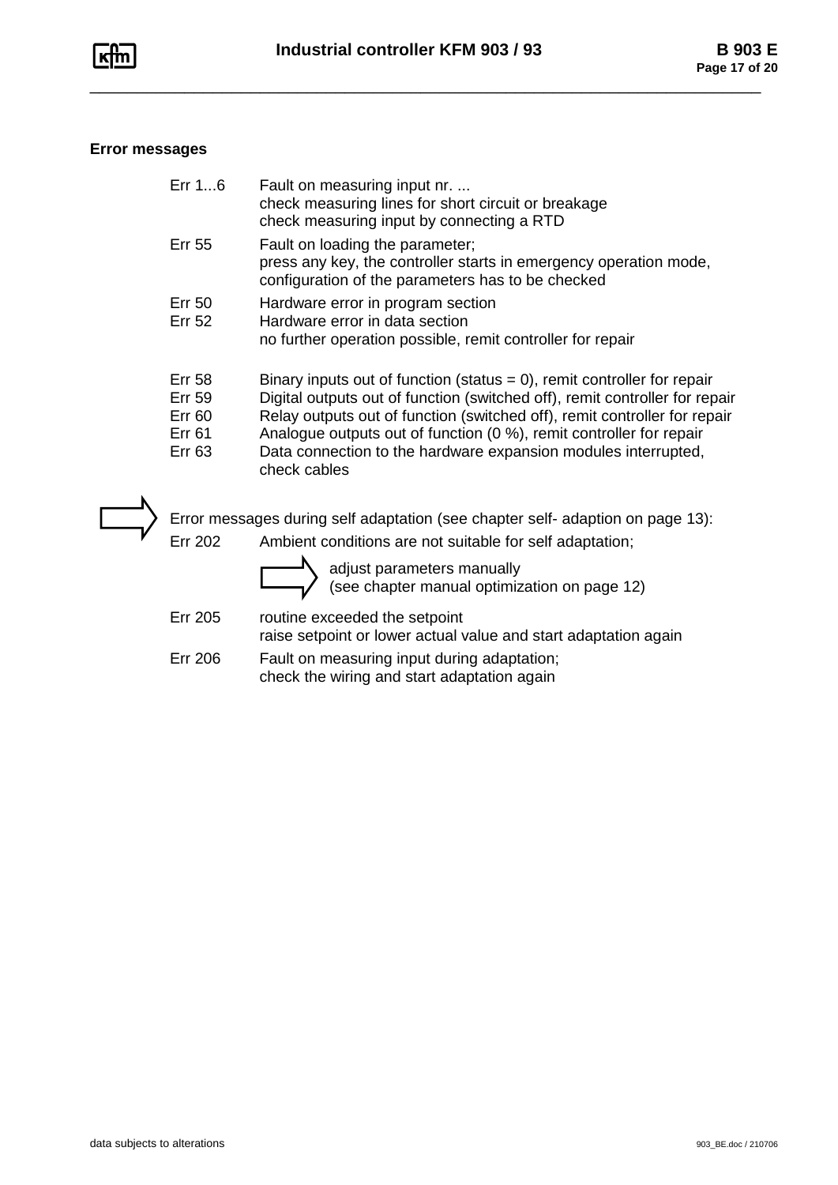### Error messages

| | |
|---|---|
| Err 1...6 | Fault on measuring input nr. ...<br>check measuring lines for short circuit or breakage<br>check measuring input by connecting a RTD |
| Err 55 | Fault on loading the parameter;<br>press any key, the controller starts in emergency operation mode,<br>configuration of the parameters has to be checked |
| Err 50 | Hardware error in program section |
| Err 52 | Hardware error in data section<br>no further operation possible, remit controller for repair |
| Err 58 | Binary inputs out of function (status = 0), remit controller for repair |
| Err 59 | Digital outputs out of function (switched off), remit controller for repair |
| Err 60 | Relay outputs out of function (switched off), remit controller for repair |
| Err 61 | Analogue outputs out of function (0 %), remit controller for repair |
| Err 63 | Data connection to the hardware expansion modules interrupted,<br>check cables |

⇨ Error messages during self adaptation (see chapter self- adaption on page 13):

| | |
|---|---|
| Err 202 | Ambient conditions are not suitable for self adaptation;<br>⇨ adjust parameters manually<br>(see chapter manual optimization on page 12) |
| Err 205 | routine exceeded the setpoint<br>raise setpoint or lower actual value and start adaptation again |
| Err 206 | Fault on measuring input during adaptation;<br>check the wiring and start adaptation again |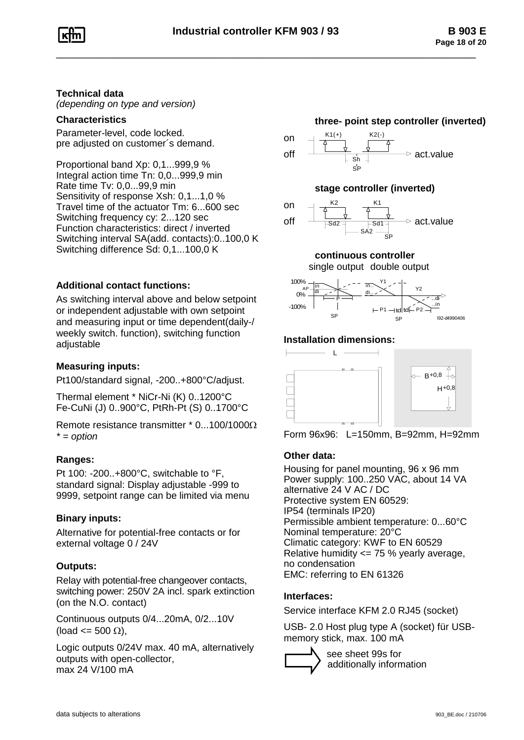## Technical data

*(depending on type and version)*

### Characteristics

Parameter-level, code locked.
pre adjusted on customer´s demand.

Proportional band Xp: 0,1...999,9 %
Integral action time Tn: 0,0...999,9 min
Rate time Tv: 0,0...99,9 min
Sensitivity of response Xsh: 0,1...1,0 %
Travel time of the actuator Tm: 6...600 sec
Switching frequency cy: 2...120 sec
Function characteristics: direct / inverted
Switching interval SA(add. contacts):0..100,0 K
Switching difference Sd: 0,1...100,0 K

### Additional contact functions:

As switching interval above and below setpoint or independent adjustable with own setpoint and measuring input or time dependent(daily-/ weekly switch. function), switching function adjustable

### Measuring inputs:

Pt100/standard signal, -200..+800°C/adjust.

Thermal element * NiCr-Ni (K) 0..1200°C
Fe-CuNi (J) 0..900°C, PtRh-Pt (S) 0..1700°C

Remote resistance transmitter * 0...100/1000Ω
*\* = option*

### Ranges:

Pt 100: -200..+800°C, switchable to °F, standard signal: Display adjustable -999 to 9999, setpoint range can be limited via menu

### Binary inputs:

Alternative for potential-free contacts or for external voltage 0 / 24V

### Outputs:

Relay with potential-free changeover contacts, switching power: 250V 2A incl. spark extinction (on the N.O. contact)

Continuous outputs 0/4...20mA, 0/2...10V (load <= 500 Ω),

Logic outputs 0/24V max. 40 mA, alternatively outputs with open-collector, max 24 V/100 mA

**three- point step controller (inverted)**

**stage controller (inverted)**

**continuous controller**
single output double output

### Installation dimensions:

Form 96x96: L=150mm, B=92mm, H=92mm

### Other data:

Housing for panel mounting, 96 x 96 mm
Power supply: 100..250 VAC, about 14 VA alternative 24 V AC / DC
Protective system EN 60529:
IP54 (terminals IP20)
Permissible ambient temperature: 0...60°C
Nominal temperature: 20°C
Climatic category: KWF to EN 60529
Relative humidity <= 75 % yearly average, no condensation
EMC: referring to EN 61326

### Interfaces:

Service interface KFM 2.0 RJ45 (socket)

USB- 2.0 Host plug type A (socket) für USB-memory stick, max. 100 mA

see sheet 99s for additionally information

data subjects to alterations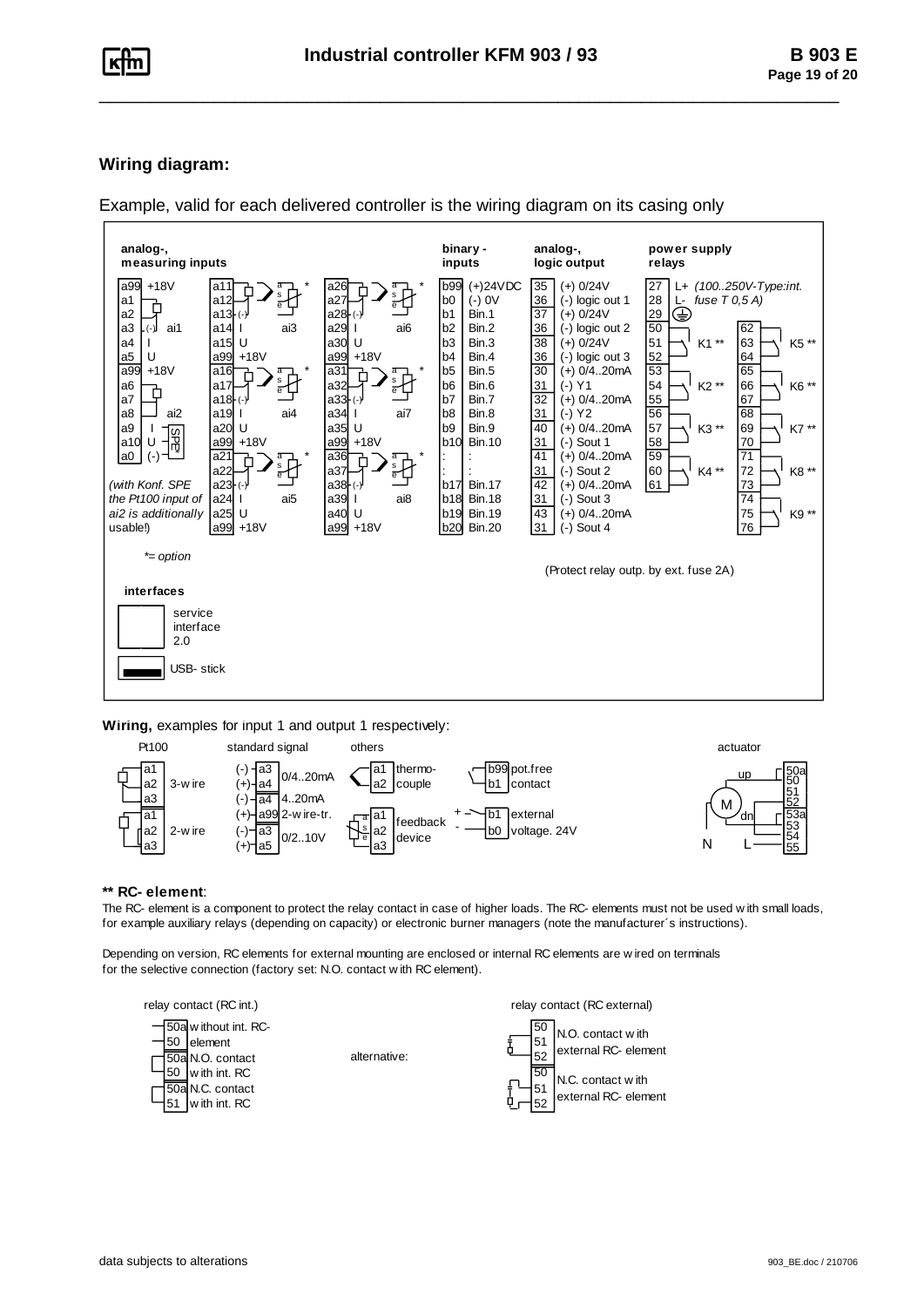## Wiring diagram:

Example, valid for each delivered controller is the wiring diagram on its casing only

**analog-, measuring inputs**

| Terminal | Function | Terminal | Function | Terminal | Function |
|---|---|---|---|---|---|
| a99 | +18V | a11 | * | a26 | * |
| a1 | | a12 | | a27 | |
| a2 | | a13 | (-) | a28 | (-) |
| a3 | (-) ai1 | a14 | I ai3 | a29 | I ai6 |
| a4 | I | a15 | U | a30 | U |
| a5 | U | a99 | +18V | a99 | +18V |
| a99 | +18V | a16 | * | a31 | * |
| a6 | | a17 | | a32 | |
| a7 | | a18 | (-) | a33 | (-) |
| a8 | ai2 | a19 | I ai4 | a34 | I ai7 |
| a9 | I SPE | a20 | U | a35 | U |
| a10 | U | a99 | +18V | a99 | +18V |
| a0 | (-) | a21 | * | a36 | * |
| | | a22 | | a37 | |
| | | a23 | (-) | a38 | (-) |
| | | a24 | I ai5 | a39 | I ai8 |
| | | a25 | U | a40 | U |
| | | a99 | +18V | a99 | +18V |

*(with Konf. SPE the Pt100 input of ai2 is additionally usable!)*

*\*= option*

**binary - inputs**

| Terminal | Function |
|---|---|
| b99 | (+)24VDC |
| b0 | (-) 0V |
| b1 | Bin.1 |
| b2 | Bin.2 |
| b3 | Bin.3 |
| b4 | Bin.4 |
| b5 | Bin.5 |
| b6 | Bin.6 |
| b7 | Bin.7 |
| b8 | Bin.8 |
| b9 | Bin.9 |
| b10 | Bin.10 |
| : | : |
| : | : |
| b17 | Bin.17 |
| b18 | Bin.18 |
| b19 | Bin.19 |
| b20 | Bin.20 |

**analog-, logic output**

| Terminal | Function |
|---|---|
| 35 | (+) 0/24V |
| 36 | (-) logic out 1 |
| 37 | (+) 0/24V |
| 36 | (-) logic out 2 |
| 38 | (+) 0/24V |
| 36 | (-) logic out 3 |
| 30 | (+) 0/4..20mA |
| 31 | (-) Y1 |
| 32 | (+) 0/4..20mA |
| 31 | (-) Y2 |
| 40 | (+) 0/4..20mA |
| 31 | (-) Sout 1 |
| 41 | (+) 0/4..20mA |
| 31 | (-) Sout 2 |
| 42 | (+) 0/4..20mA |
| 31 | (-) Sout 3 |
| 43 | (+) 0/4..20mA |
| 31 | (-) Sout 4 |

**power supply relays**

| Terminal | Function | Terminal | Function |
|---|---|---|---|
| 27 | L+ *(100..250V-Type:int.* | | |
| 28 | L- *fuse T 0,5 A)* | | |
| 29 | ⏚ | | |
| 50 | | 62 | |
| 51 | K1 ** | 63 | K5 ** |
| 52 | | 64 | |
| 53 | | 65 | |
| 54 | K2 ** | 66 | K6 ** |
| 55 | | 67 | |
| 56 | | 68 | |
| 57 | K3 ** | 69 | K7 ** |
| 58 | | 70 | |
| 59 | | 71 | |
| 60 | K4 ** | 72 | K8 ** |
| 61 | | 73 | |
| | | 74 | |
| | | 75 | K9 ** |
| | | 76 | |

(Protect relay outp. by ext. fuse 2A)

**interfaces**

- service interface 2.0
- USB- stick

**Wiring,** examples for input 1 and output 1 respectively:

- **Pt100:** a1, a2, a3 — 3-wire; a1, a2, a3 — 2-wire
- **standard signal:** (-) a3, (+) a4 — 0/4..20mA; (-) a4, (+) a99 — 4..20mA 2-wire-tr.; (-) a3, (+) a5 — 0/2..10V
- **others:** a1, a2 — thermo-couple; a1, a2, a3 — feedback device (a, s, e); b99, b1 — pot.free contact; + b1, - b0 — external voltage. 24V
- **actuator:** M, up / dn, N, L — 50a, 50, 51, 52, 53a, 53, 54, 55

**\*\* RC- element**:

The RC- element is a component to protect the relay contact in case of higher loads. The RC- elements must not be used with small loads, for example auxiliary relays (depending on capacity) or electronic burner managers (note the manufacturer´s instructions).

Depending on version, RC elements for external mounting are enclosed or internal RC elements are wired on terminals for the selective connection (factory set: N.O. contact with RC element).

relay contact (RC int.)

- 50a, 50 — without int. RC-element
- 50a, 50 — N.O. contact with int. RC
- 50a, 51 — N.C. contact with int. RC

alternative:

relay contact (RC external)

- 50, 51, 52 — N.O. contact with external RC- element
- 50, 51, 52 — N.C. contact with external RC- element

data subjects to alterations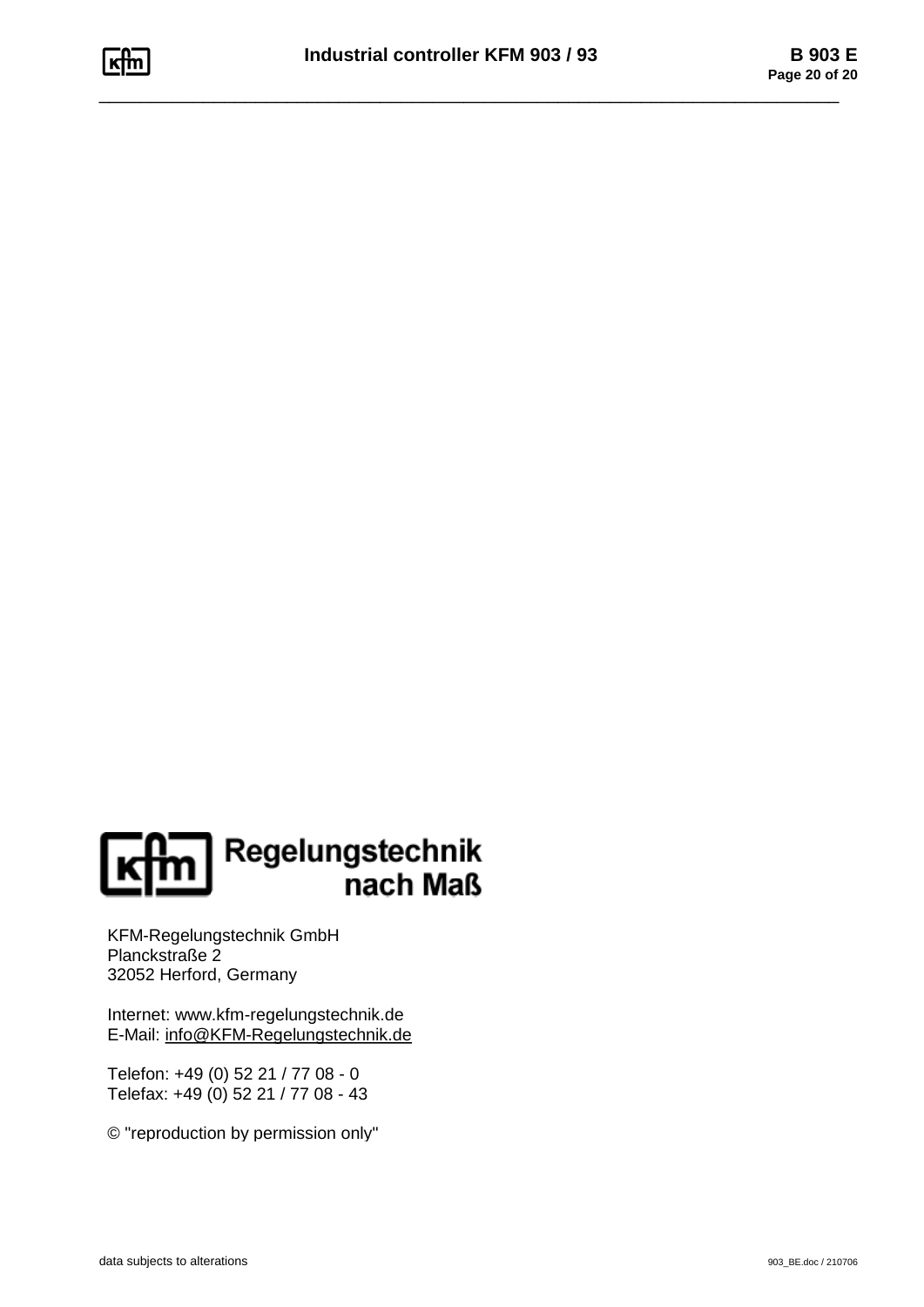Regelungstechnik
nach Maß

KFM-Regelungstechnik GmbH
Planckstraße 2
32052 Herford, Germany

Internet: www.kfm-regelungstechnik.de
E-Mail: info@KFM-Regelungstechnik.de

Telefon: +49 (0) 52 21 / 77 08 - 0
Telefax: +49 (0) 52 21 / 77 08 - 43

© "reproduction by permission only"